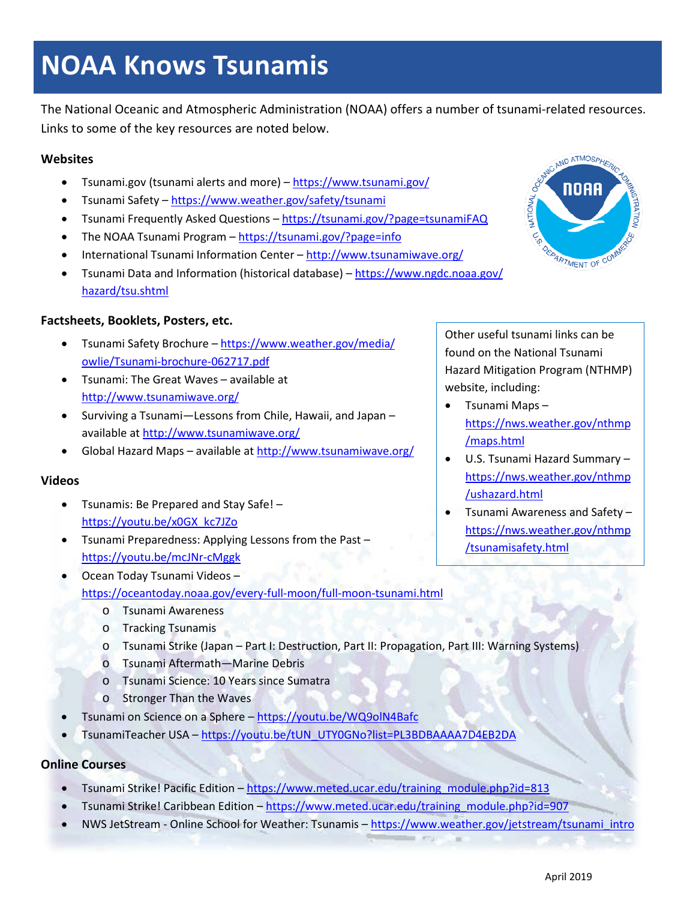# NOAA Knows Tsunamis

The National Oceanic and Atmospheric Administration (NOAA) offers a number of tsunami-related resources. Links to some of the key resources are noted below.

### Websites

- Tsunami.gov (tsunami alerts and more) – https://www.tsunami.gov/
- Tsunami Safety – https://www.weather.gov/safety/tsunami
- Tsunami Frequently Asked Questions – https://tsunami.gov/?page=tsunamiFAQ
- The NOAA Tsunami Program – https://tsunami.gov/?page=info
- International Tsunami Information Center – http://www.tsunamiwave.org/
- Tsunami Data and Information (historical database) – https://www.ngdc.noaa.gov/hazard/tsu.shtml

### Factsheets, Booklets, Posters, etc.

- Tsunami Safety Brochure – https://www.weather.gov/media/owlie/Tsunami-brochure-062717.pdf
- Tsunami: The Great Waves – available at http://www.tsunamiwave.org/
- Surviving a Tsunami—Lessons from Chile, Hawaii, and Japan – available at http://www.tsunamiwave.org/
- Global Hazard Maps – available at http://www.tsunamiwave.org/

Other useful tsunami links can be found on the National Tsunami Hazard Mitigation Program (NTHMP) website, including:

- Tsunami Maps – https://nws.weather.gov/nthmp/maps.html
- U.S. Tsunami Hazard Summary – https://nws.weather.gov/nthmp/ushazard.html
- Tsunami Awareness and Safety – https://nws.weather.gov/nthmp/tsunamisafety.html

### Videos

- Tsunamis: Be Prepared and Stay Safe! – https://youtu.be/x0GX_kc7JZo
- Tsunami Preparedness: Applying Lessons from the Past – https://youtu.be/mcJNr-cMggk
- Ocean Today Tsunami Videos – https://oceantoday.noaa.gov/every-full-moon/full-moon-tsunami.html
  - Tsunami Awareness
  - Tracking Tsunamis
  - Tsunami Strike (Japan – Part I: Destruction, Part II: Propagation, Part III: Warning Systems)
  - Tsunami Aftermath—Marine Debris
  - Tsunami Science: 10 Years since Sumatra
  - Stronger Than the Waves
- Tsunami on Science on a Sphere – https://youtu.be/WQ9olN4Bafc
- TsunamiTeacher USA – https://youtu.be/tUN_UTY0GNo?list=PL3BDBAAAA7D4EB2DA

### Online Courses

- Tsunami Strike! Pacific Edition – https://www.meted.ucar.edu/training_module.php?id=813
- Tsunami Strike! Caribbean Edition – https://www.meted.ucar.edu/training_module.php?id=907
- NWS JetStream - Online School for Weather: Tsunamis – https://www.weather.gov/jetstream/tsunami_intro

April 2019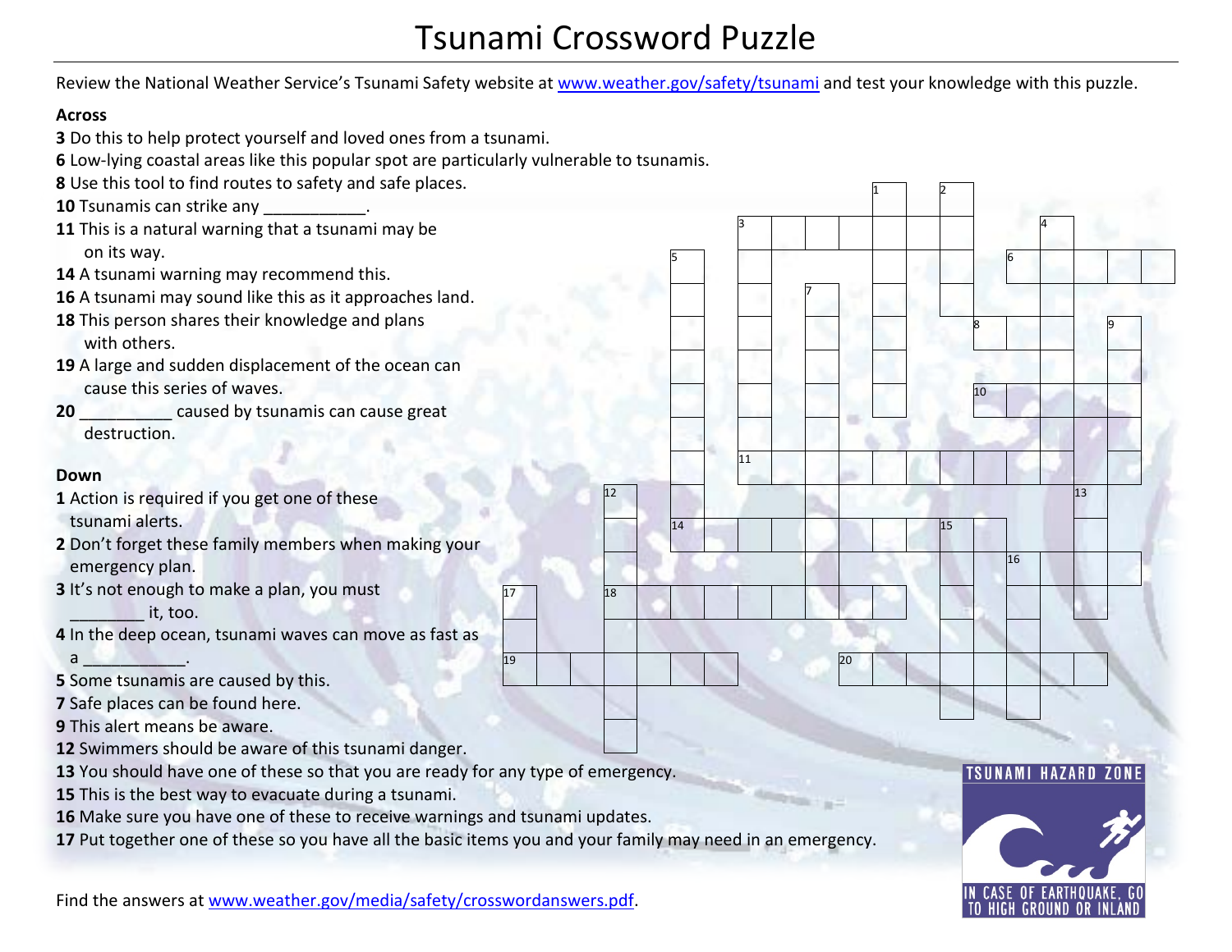# Tsunami Crossword Puzzle

Review the National Weather Service's Tsunami Safety website at [www.weather.gov/safety/tsunami](www.weather.gov/safety/tsunami) and test your knowledge with this puzzle.

**Across**

**3** Do this to help protect yourself and loved ones from a tsunami.
**6** Low-lying coastal areas like this popular spot are particularly vulnerable to tsunamis.
**8** Use this tool to find routes to safety and safe places.
**10** Tsunamis can strike any ___________.
**11** This is a natural warning that a tsunami may be on its way.
**14** A tsunami warning may recommend this.
**16** A tsunami may sound like this as it approaches land.
**18** This person shares their knowledge and plans with others.
**19** A large and sudden displacement of the ocean can cause this series of waves.
**20** __________ caused by tsunamis can cause great destruction.

**Down**

**1** Action is required if you get one of these tsunami alerts.
**2** Don't forget these family members when making your emergency plan.
**3** It's not enough to make a plan, you must ________ it, too.
**4** In the deep ocean, tsunami waves can move as fast as a ___________.
**5** Some tsunamis are caused by this.
**7** Safe places can be found here.
**9** This alert means be aware.
**12** Swimmers should be aware of this tsunami danger.
**13** You should have one of these so that you are ready for any type of emergency.
**15** This is the best way to evacuate during a tsunami.
**16** Make sure you have one of these to receive warnings and tsunami updates.
**17** Put together one of these so you have all the basic items you and your family may need in an emergency.

TSUNAMI HAZARD ZONE

IN CASE OF EARTHQUAKE, GO TO HIGH GROUND OR INLAND

Find the answers at [www.weather.gov/media/safety/crosswordanswers.pdf](www.weather.gov/media/safety/crosswordanswers.pdf).